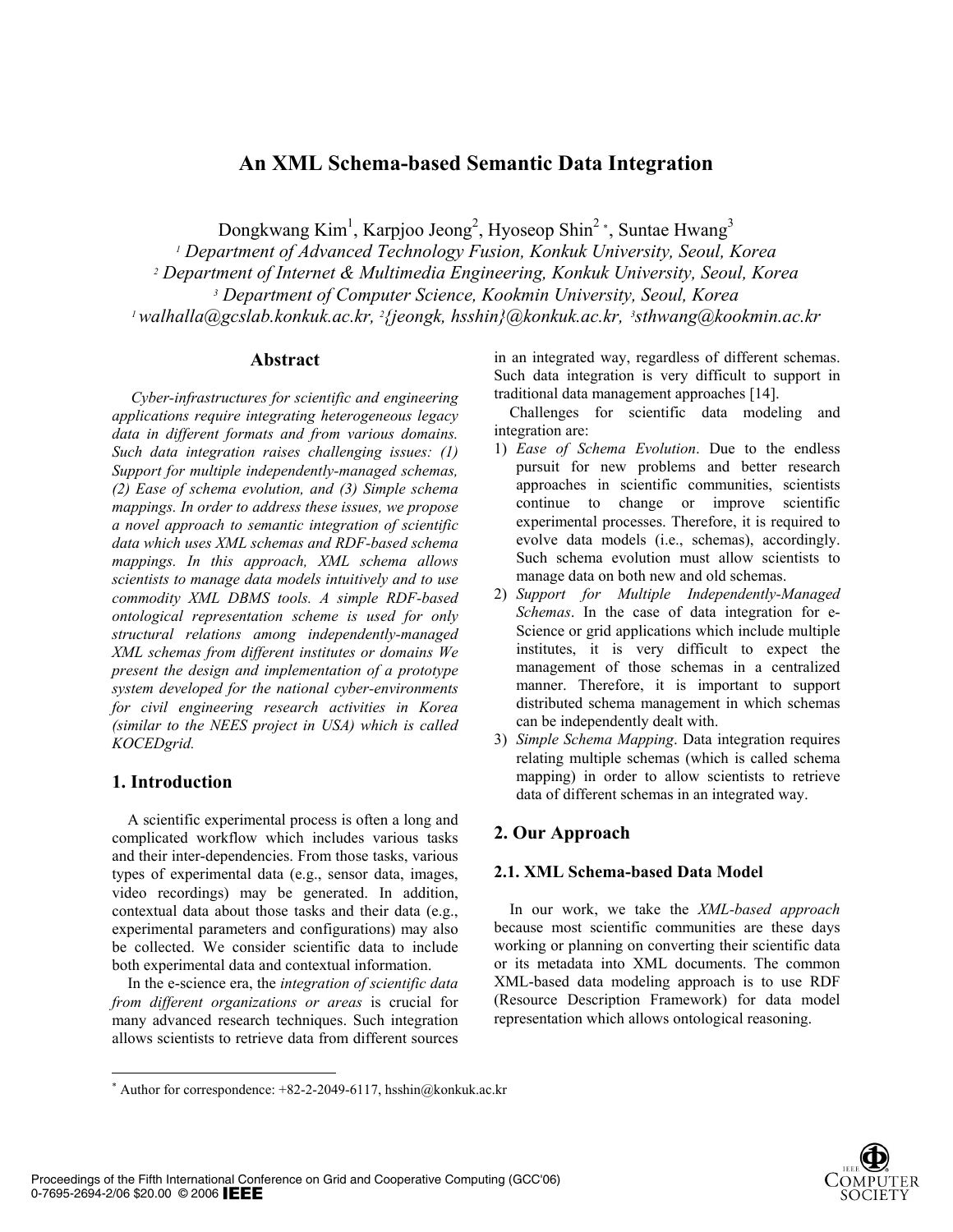# An XML Schema-based Semantic Data Integration

Dongkwang Kim[1], Karpjoo Jeong[2], Hyoseop Shin[2 *], Suntae Hwang[3]

[1] *Department of Advanced Technology Fusion, Konkuk University, Seoul, Korea*
[2] *Department of Internet & Multimedia Engineering, Konkuk University, Seoul, Korea*
[3] *Department of Computer Science, Kookmin University, Seoul, Korea*
[1] *walhalla@gcslab.konkuk.ac.kr,* [2] *{jeongk, hsshin}@konkuk.ac.kr,* [3] *sthwang@kookmin.ac.kr*

## Abstract

*Cyber-infrastructures for scientific and engineering applications require integrating heterogeneous legacy data in different formats and from various domains. Such data integration raises challenging issues: (1) Support for multiple independently-managed schemas, (2) Ease of schema evolution, and (3) Simple schema mappings. In order to address these issues, we propose a novel approach to semantic integration of scientific data which uses XML schemas and RDF-based schema mappings. In this approach, XML schema allows scientists to manage data models intuitively and to use commodity XML DBMS tools. A simple RDF-based ontological representation scheme is used for only structural relations among independently-managed XML schemas from different institutes or domains We present the design and implementation of a prototype system developed for the national cyber-environments for civil engineering research activities in Korea (similar to the NEES project in USA) which is called KOCEDgrid.*

## 1. Introduction

A scientific experimental process is often a long and complicated workflow which includes various tasks and their inter-dependencies. From those tasks, various types of experimental data (e.g., sensor data, images, video recordings) may be generated. In addition, contextual data about those tasks and their data (e.g., experimental parameters and configurations) may also be collected. We consider scientific data to include both experimental data and contextual information.

In the e-science era, the *integration of scientific data from different organizations or areas* is crucial for many advanced research techniques. Such integration allows scientists to retrieve data from different sources in an integrated way, regardless of different schemas. Such data integration is very difficult to support in traditional data management approaches [14].

Challenges for scientific data modeling and integration are:

1) *Ease of Schema Evolution*. Due to the endless pursuit for new problems and better research approaches in scientific communities, scientists continue to change or improve scientific experimental processes. Therefore, it is required to evolve data models (i.e., schemas), accordingly. Such schema evolution must allow scientists to manage data on both new and old schemas.
2) *Support for Multiple Independently-Managed Schemas*. In the case of data integration for e-Science or grid applications which include multiple institutes, it is very difficult to expect the management of those schemas in a centralized manner. Therefore, it is important to support distributed schema management in which schemas can be independently dealt with.
3) *Simple Schema Mapping*. Data integration requires relating multiple schemas (which is called schema mapping) in order to allow scientists to retrieve data of different schemas in an integrated way.

## 2. Our Approach

### 2.1. XML Schema-based Data Model

In our work, we take the *XML-based approach* because most scientific communities are these days working or planning on converting their scientific data or its metadata into XML documents. The common XML-based data modeling approach is to use RDF (Resource Description Framework) for data model representation which allows ontological reasoning.

---

[*] Author for correspondence: +82-2-2049-6117, hsshin@konkuk.ac.kr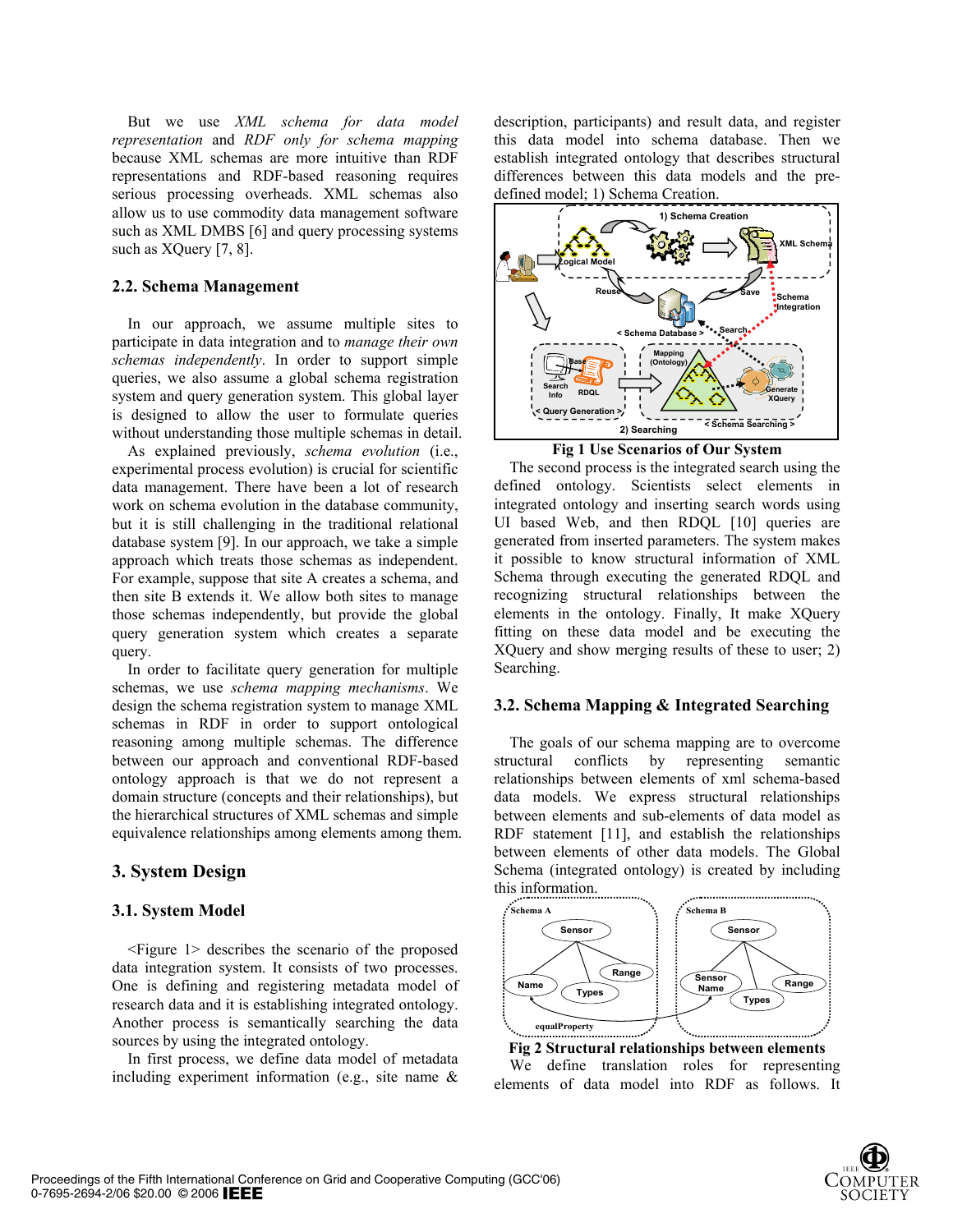But we use *XML schema for data model representation* and *RDF only for schema mapping* because XML schemas are more intuitive than RDF representations and RDF-based reasoning requires serious processing overheads. XML schemas also allow us to use commodity data management software such as XML DMBS [6] and query processing systems such as XQuery [7, 8].

### 2.2. Schema Management

In our approach, we assume multiple sites to participate in data integration and to *manage their own schemas independently*. In order to support simple queries, we also assume a global schema registration system and query generation system. This global layer is designed to allow the user to formulate queries without understanding those multiple schemas in detail.

As explained previously, *schema evolution* (i.e., experimental process evolution) is crucial for scientific data management. There have been a lot of research work on schema evolution in the database community, but it is still challenging in the traditional relational database system [9]. In our approach, we take a simple approach which treats those schemas as independent. For example, suppose that site A creates a schema, and then site B extends it. We allow both sites to manage those schemas independently, but provide the global query generation system which creates a separate query.

In order to facilitate query generation for multiple schemas, we use *schema mapping mechanisms*. We design the schema registration system to manage XML schemas in RDF in order to support ontological reasoning among multiple schemas. The difference between our approach and conventional RDF-based ontology approach is that we do not represent a domain structure (concepts and their relationships), but the hierarchical structures of XML schemas and simple equivalence relationships among elements among them.

## 3. System Design

### 3.1. System Model

<Figure 1> describes the scenario of the proposed data integration system. It consists of two processes. One is defining and registering metadata model of research data and it is establishing integrated ontology. Another process is semantically searching the data sources by using the integrated ontology.

In first process, we define data model of metadata including experiment information (e.g., site name & description, participants) and result data, and register this data model into schema database. Then we establish integrated ontology that describes structural differences between this data models and the pre-defined model; 1) Schema Creation.

**Fig 1 Use Scenarios of Our System**

The second process is the integrated search using the defined ontology. Scientists select elements in integrated ontology and inserting search words using UI based Web, and then RDQL [10] queries are generated from inserted parameters. The system makes it possible to know structural information of XML Schema through executing the generated RDQL and recognizing structural relationships between the elements in the ontology. Finally, It make XQuery fitting on these data model and be executing the XQuery and show merging results of these to user; 2) Searching.

### 3.2. Schema Mapping & Integrated Searching

The goals of our schema mapping are to overcome structural conflicts by representing semantic relationships between elements of xml schema-based data models. We express structural relationships between elements and sub-elements of data model as RDF statement [11], and establish the relationships between elements of other data models. The Global Schema (integrated ontology) is created by including this information.

**Fig 2 Structural relationships between elements**

We define translation roles for representing elements of data model into RDF as follows. It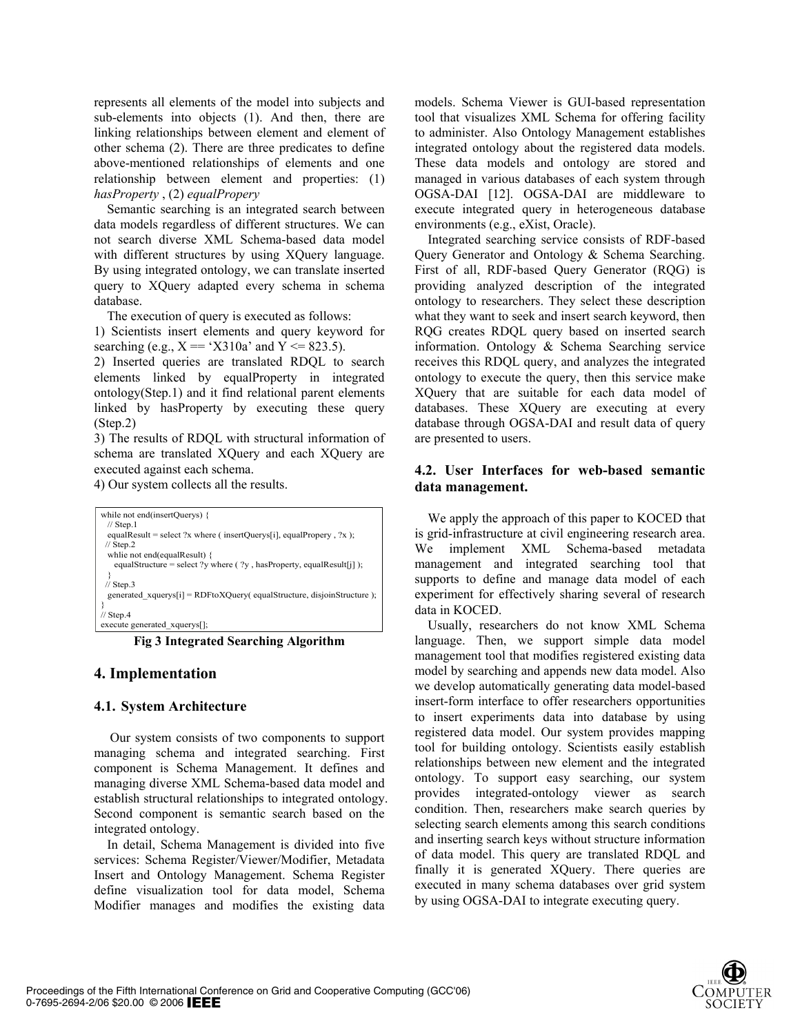represents all elements of the model into subjects and sub-elements into objects (1). And then, there are linking relationships between element and element of other schema (2). There are three predicates to define above-mentioned relationships of elements and one relationship between element and properties: (1) *hasProperty* , (2) *equalPropery*

Semantic searching is an integrated search between data models regardless of different structures. We can not search diverse XML Schema-based data model with different structures by using XQuery language. By using integrated ontology, we can translate inserted query to XQuery adapted every schema in schema database.

The execution of query is executed as follows:

1) Scientists insert elements and query keyword for searching (e.g., X == 'X310a' and Y <= 823.5).

2) Inserted queries are translated RDQL to search elements linked by equalProperty in integrated ontology(Step.1) and it find relational parent elements linked by hasProperty by executing these query (Step.2)

3) The results of RDQL with structural information of schema are translated XQuery and each XQuery are executed against each schema.

4) Our system collects all the results.

```
while not end(insertQuerys) {
  // Step.1
  equalResult = select ?x where ( insertQuerys[i], equalPropery , ?x );
  // Step.2
  whlie not end(equalResult) {
    equalStructure = select ?y where ( ?y , hasProperty, equalResult[j] );
  }
  // Step.3
  generated_xquerys[i] = RDFtoXQuery( equalStructure, disjoinStructure );
}
// Step.4
execute generated_xquerys[];
```

**Fig 3 Integrated Searching Algorithm**

## 4. Implementation

### 4.1. System Architecture

Our system consists of two components to support managing schema and integrated searching. First component is Schema Management. It defines and managing diverse XML Schema-based data model and establish structural relationships to integrated ontology. Second component is semantic search based on the integrated ontology.

In detail, Schema Management is divided into five services: Schema Register/Viewer/Modifier, Metadata Insert and Ontology Management. Schema Register define visualization tool for data model, Schema Modifier manages and modifies the existing data models. Schema Viewer is GUI-based representation tool that visualizes XML Schema for offering facility to administer. Also Ontology Management establishes integrated ontology about the registered data models. These data models and ontology are stored and managed in various databases of each system through OGSA-DAI [12]. OGSA-DAI are middleware to execute integrated query in heterogeneous database environments (e.g., eXist, Oracle).

Integrated searching service consists of RDF-based Query Generator and Ontology & Schema Searching. First of all, RDF-based Query Generator (RQG) is providing analyzed description of the integrated ontology to researchers. They select these description what they want to seek and insert search keyword, then RQG creates RDQL query based on inserted search information. Ontology & Schema Searching service receives this RDQL query, and analyzes the integrated ontology to execute the query, then this service make XQuery that are suitable for each data model of databases. These XQuery are executing at every database through OGSA-DAI and result data of query are presented to users.

### 4.2. User Interfaces for web-based semantic data management.

We apply the approach of this paper to KOCED that is grid-infrastructure at civil engineering research area. We implement XML Schema-based metadata management and integrated searching tool that supports to define and manage data model of each experiment for effectively sharing several of research data in KOCED.

Usually, researchers do not know XML Schema language. Then, we support simple data model management tool that modifies registered existing data model by searching and appends new data model. Also we develop automatically generating data model-based insert-form interface to offer researchers opportunities to insert experiments data into database by using registered data model. Our system provides mapping tool for building ontology. Scientists easily establish relationships between new element and the integrated ontology. To support easy searching, our system provides integrated-ontology viewer as search condition. Then, researchers make search queries by selecting search elements among this search conditions and inserting search keys without structure information of data model. This query are translated RDQL and finally it is generated XQuery. There queries are executed in many schema databases over grid system by using OGSA-DAI to integrate executing query.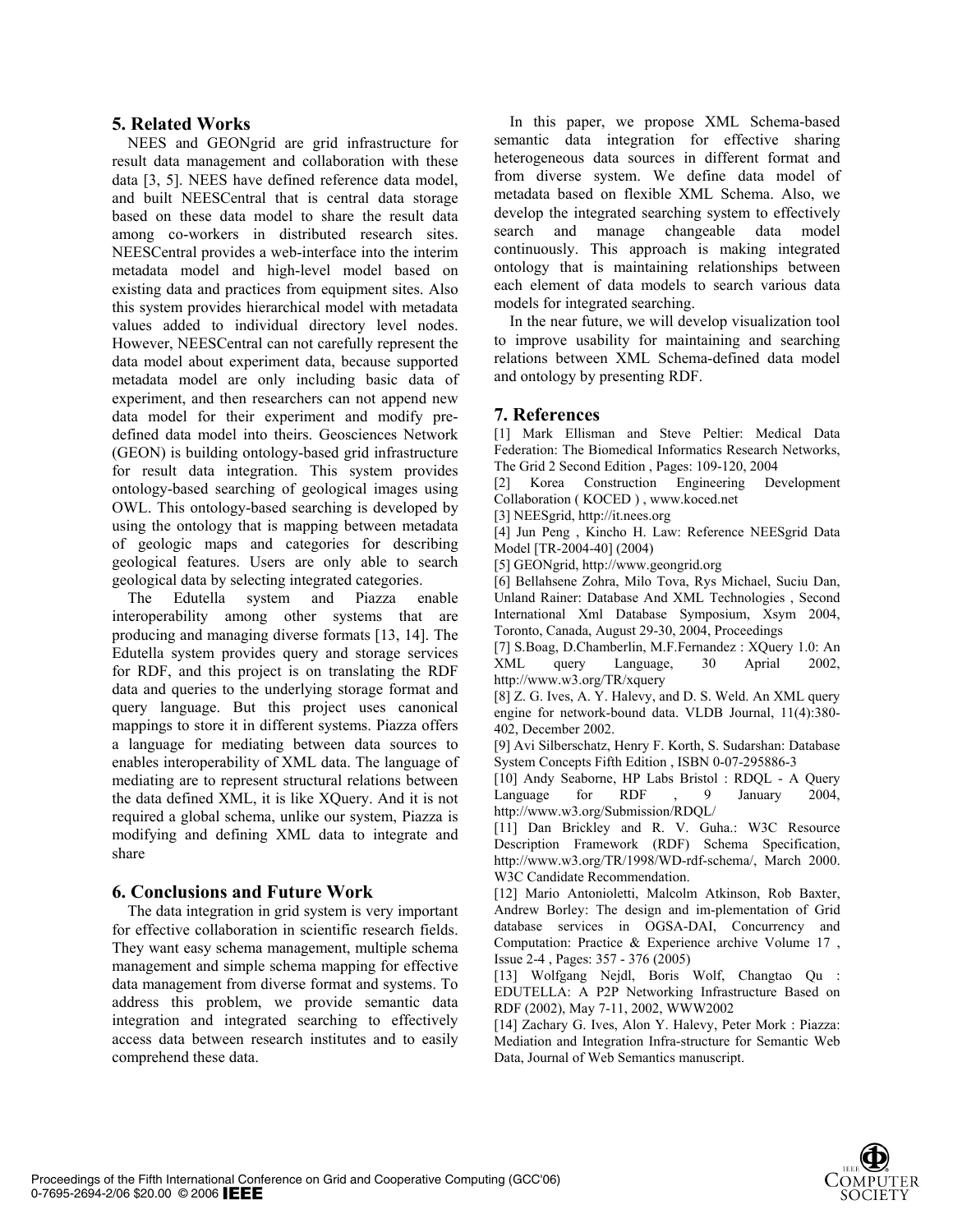## 5. Related Works

NEES and GEONgrid are grid infrastructure for result data management and collaboration with these data [3, 5]. NEES have defined reference data model, and built NEESCentral that is central data storage based on these data model to share the result data among co-workers in distributed research sites. NEESCentral provides a web-interface into the interim metadata model and high-level model based on existing data and practices from equipment sites. Also this system provides hierarchical model with metadata values added to individual directory level nodes. However, NEESCentral can not carefully represent the data model about experiment data, because supported metadata model are only including basic data of experiment, and then researchers can not append new data model for their experiment and modify pre-defined data model into theirs. Geosciences Network (GEON) is building ontology-based grid infrastructure for result data integration. This system provides ontology-based searching of geological images using OWL. This ontology-based searching is developed by using the ontology that is mapping between metadata of geologic maps and categories for describing geological features. Users are only able to search geological data by selecting integrated categories.

The Edutella system and Piazza enable interoperability among other systems that are producing and managing diverse formats [13, 14]. The Edutella system provides query and storage services for RDF, and this project is on translating the RDF data and queries to the underlying storage format and query language. But this project uses canonical mappings to store it in different systems. Piazza offers a language for mediating between data sources to enables interoperability of XML data. The language of mediating are to represent structural relations between the data defined XML, it is like XQuery. And it is not required a global schema, unlike our system, Piazza is modifying and defining XML data to integrate and share

## 6. Conclusions and Future Work

The data integration in grid system is very important for effective collaboration in scientific research fields. They want easy schema management, multiple schema management and simple schema mapping for effective data management from diverse format and systems. To address this problem, we provide semantic data integration and integrated searching to effectively access data between research institutes and to easily comprehend these data.

In this paper, we propose XML Schema-based semantic data integration for effective sharing heterogeneous data sources in different format and from diverse system. We define data model of metadata based on flexible XML Schema. Also, we develop the integrated searching system to effectively search and manage changeable data model continuously. This approach is making integrated ontology that is maintaining relationships between each element of data models to search various data models for integrated searching.

In the near future, we will develop visualization tool to improve usability for maintaining and searching relations between XML Schema-defined data model and ontology by presenting RDF.

## 7. References

[1] Mark Ellisman and Steve Peltier: Medical Data Federation: The Biomedical Informatics Research Networks, The Grid 2 Second Edition , Pages: 109-120, 2004

[2] Korea Construction Engineering Development Collaboration ( KOCED ) , www.koced.net

[3] NEESgrid, http://it.nees.org

[4] Jun Peng , Kincho H. Law: Reference NEESgrid Data Model [TR-2004-40] (2004)

[5] GEONgrid, http://www.geongrid.org

[6] Bellahsene Zohra, Milo Tova, Rys Michael, Suciu Dan, Unland Rainer: Database And XML Technologies , Second International Xml Database Symposium, Xsym 2004, Toronto, Canada, August 29-30, 2004, Proceedings

[7] S.Boag, D.Chamberlin, M.F.Fernandez : XQuery 1.0: An XML query Language, 30 Aprial 2002, http://www.w3.org/TR/xquery

[8] Z. G. Ives, A. Y. Halevy, and D. S. Weld. An XML query engine for network-bound data. VLDB Journal, 11(4):380-402, December 2002.

[9] Avi Silberschatz, Henry F. Korth, S. Sudarshan: Database System Concepts Fifth Edition , ISBN 0-07-295886-3

[10] Andy Seaborne, HP Labs Bristol : RDQL - A Query Language for RDF , 9 January 2004, http://www.w3.org/Submission/RDQL/

[11] Dan Brickley and R. V. Guha.: W3C Resource Description Framework (RDF) Schema Specification, http://www.w3.org/TR/1998/WD-rdf-schema/, March 2000. W3C Candidate Recommendation.

[12] Mario Antonioletti, Malcolm Atkinson, Rob Baxter, Andrew Borley: The design and im-plementation of Grid database services in OGSA-DAI, Concurrency and Computation: Practice & Experience archive Volume 17 , Issue 2-4 , Pages: 357 - 376 (2005)

[13] Wolfgang Nejdl, Boris Wolf, Changtao Qu : EDUTELLA: A P2P Networking Infrastructure Based on RDF (2002), May 7-11, 2002, WWW2002

[14] Zachary G. Ives, Alon Y. Halevy, Peter Mork : Piazza: Mediation and Integration Infra-structure for Semantic Web Data, Journal of Web Semantics manuscript.